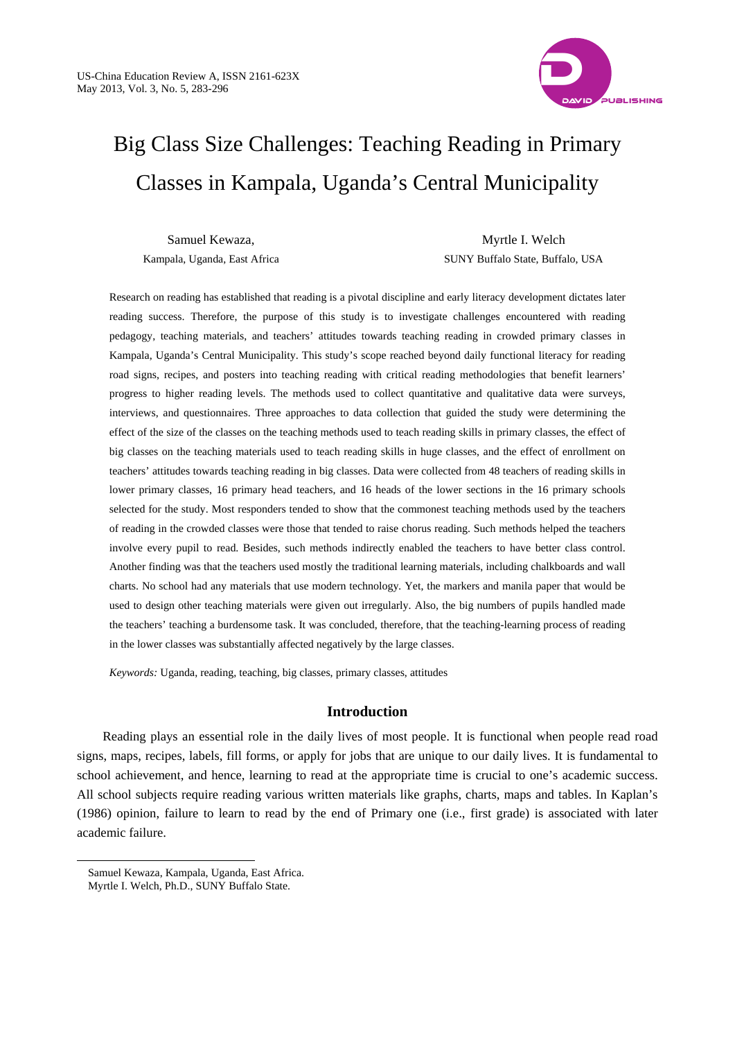# Big Class Size Challenges: Teaching Reading in Primary Classes in Kampala, Uganda's Central Municipality

Samuel Kewaza,
Kampala, Uganda, East Africa

Myrtle I. Welch
SUNY Buffalo State, Buffalo, USA

Research on reading has established that reading is a pivotal discipline and early literacy development dictates later reading success. Therefore, the purpose of this study is to investigate challenges encountered with reading pedagogy, teaching materials, and teachers' attitudes towards teaching reading in crowded primary classes in Kampala, Uganda's Central Municipality. This study's scope reached beyond daily functional literacy for reading road signs, recipes, and posters into teaching reading with critical reading methodologies that benefit learners' progress to higher reading levels. The methods used to collect quantitative and qualitative data were surveys, interviews, and questionnaires. Three approaches to data collection that guided the study were determining the effect of the size of the classes on the teaching methods used to teach reading skills in primary classes, the effect of big classes on the teaching materials used to teach reading skills in huge classes, and the effect of enrollment on teachers' attitudes towards teaching reading in big classes. Data were collected from 48 teachers of reading skills in lower primary classes, 16 primary head teachers, and 16 heads of the lower sections in the 16 primary schools selected for the study. Most responders tended to show that the commonest teaching methods used by the teachers of reading in the crowded classes were those that tended to raise chorus reading. Such methods helped the teachers involve every pupil to read. Besides, such methods indirectly enabled the teachers to have better class control. Another finding was that the teachers used mostly the traditional learning materials, including chalkboards and wall charts. No school had any materials that use modern technology. Yet, the markers and manila paper that would be used to design other teaching materials were given out irregularly. Also, the big numbers of pupils handled made the teachers' teaching a burdensome task. It was concluded, therefore, that the teaching-learning process of reading in the lower classes was substantially affected negatively by the large classes.

*Keywords:* Uganda, reading, teaching, big classes, primary classes, attitudes

## Introduction

Reading plays an essential role in the daily lives of most people. It is functional when people read road signs, maps, recipes, labels, fill forms, or apply for jobs that are unique to our daily lives. It is fundamental to school achievement, and hence, learning to read at the appropriate time is crucial to one's academic success. All school subjects require reading various written materials like graphs, charts, maps and tables. In Kaplan's (1986) opinion, failure to learn to read by the end of Primary one (i.e., first grade) is associated with later academic failure.

Samuel Kewaza, Kampala, Uganda, East Africa.
Myrtle I. Welch, Ph.D., SUNY Buffalo State.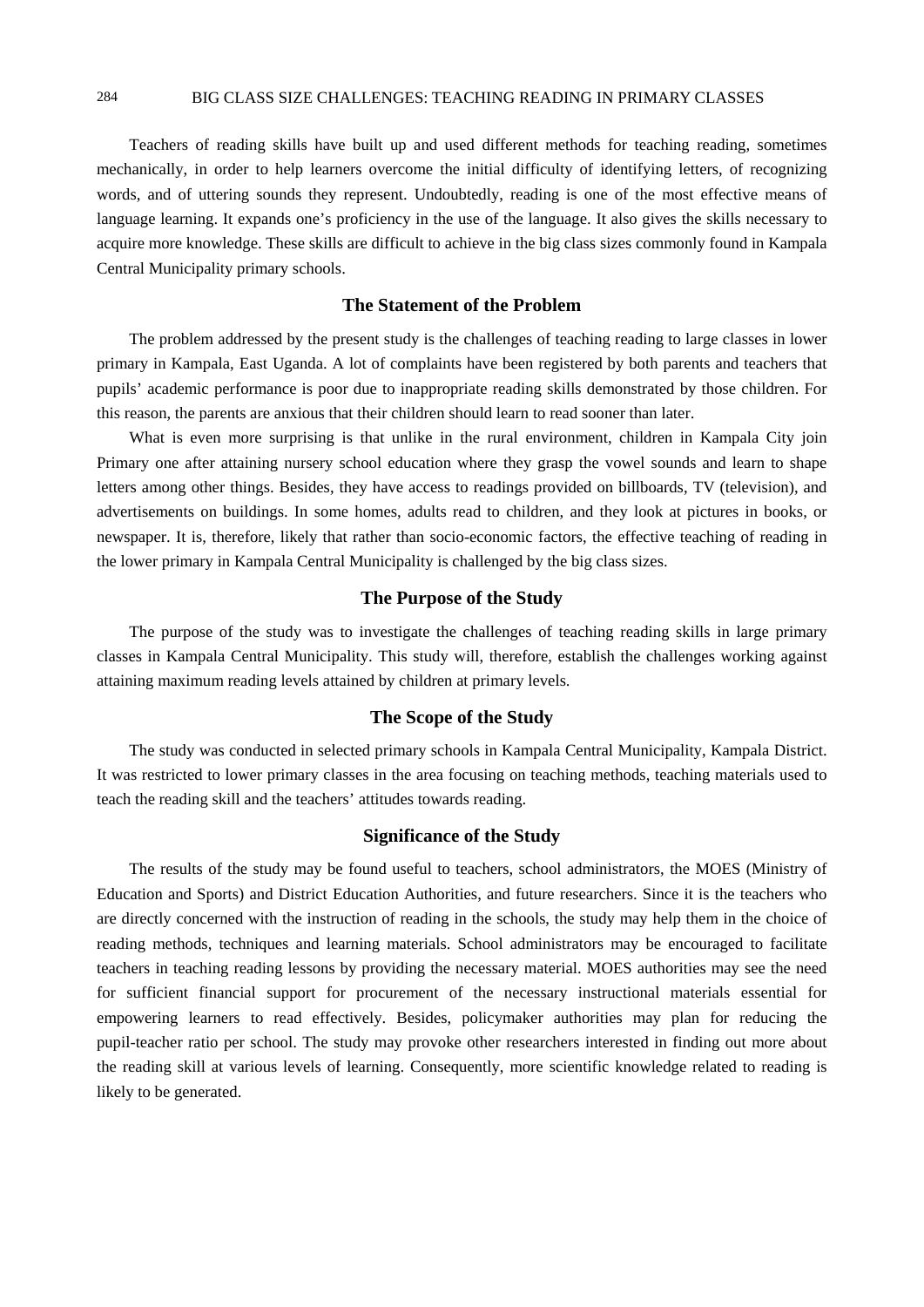Teachers of reading skills have built up and used different methods for teaching reading, sometimes mechanically, in order to help learners overcome the initial difficulty of identifying letters, of recognizing words, and of uttering sounds they represent. Undoubtedly, reading is one of the most effective means of language learning. It expands one's proficiency in the use of the language. It also gives the skills necessary to acquire more knowledge. These skills are difficult to achieve in the big class sizes commonly found in Kampala Central Municipality primary schools.

## The Statement of the Problem

The problem addressed by the present study is the challenges of teaching reading to large classes in lower primary in Kampala, East Uganda. A lot of complaints have been registered by both parents and teachers that pupils' academic performance is poor due to inappropriate reading skills demonstrated by those children. For this reason, the parents are anxious that their children should learn to read sooner than later.

What is even more surprising is that unlike in the rural environment, children in Kampala City join Primary one after attaining nursery school education where they grasp the vowel sounds and learn to shape letters among other things. Besides, they have access to readings provided on billboards, TV (television), and advertisements on buildings. In some homes, adults read to children, and they look at pictures in books, or newspaper. It is, therefore, likely that rather than socio-economic factors, the effective teaching of reading in the lower primary in Kampala Central Municipality is challenged by the big class sizes.

## The Purpose of the Study

The purpose of the study was to investigate the challenges of teaching reading skills in large primary classes in Kampala Central Municipality. This study will, therefore, establish the challenges working against attaining maximum reading levels attained by children at primary levels.

## The Scope of the Study

The study was conducted in selected primary schools in Kampala Central Municipality, Kampala District. It was restricted to lower primary classes in the area focusing on teaching methods, teaching materials used to teach the reading skill and the teachers' attitudes towards reading.

## Significance of the Study

The results of the study may be found useful to teachers, school administrators, the MOES (Ministry of Education and Sports) and District Education Authorities, and future researchers. Since it is the teachers who are directly concerned with the instruction of reading in the schools, the study may help them in the choice of reading methods, techniques and learning materials. School administrators may be encouraged to facilitate teachers in teaching reading lessons by providing the necessary material. MOES authorities may see the need for sufficient financial support for procurement of the necessary instructional materials essential for empowering learners to read effectively. Besides, policymaker authorities may plan for reducing the pupil-teacher ratio per school. The study may provoke other researchers interested in finding out more about the reading skill at various levels of learning. Consequently, more scientific knowledge related to reading is likely to be generated.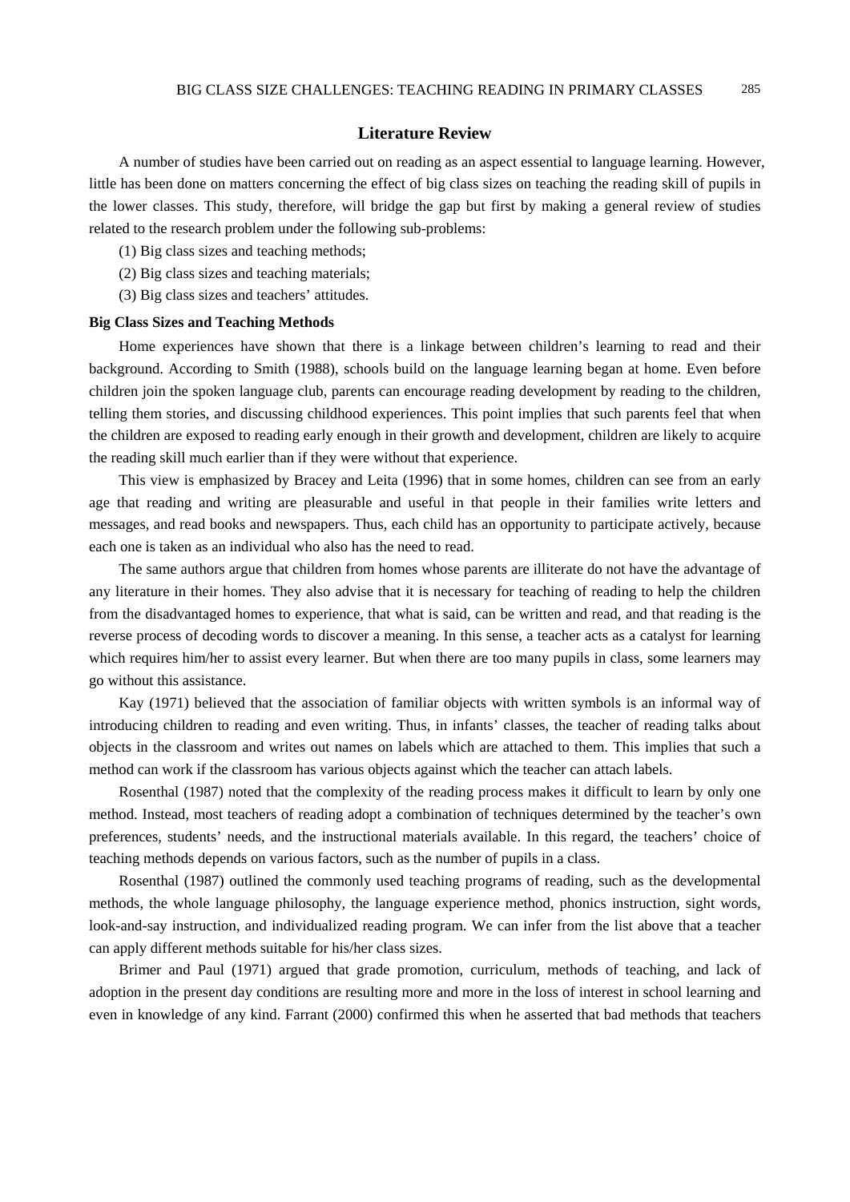## Literature Review

A number of studies have been carried out on reading as an aspect essential to language learning. However, little has been done on matters concerning the effect of big class sizes on teaching the reading skill of pupils in the lower classes. This study, therefore, will bridge the gap but first by making a general review of studies related to the research problem under the following sub-problems:

(1) Big class sizes and teaching methods;

(2) Big class sizes and teaching materials;

(3) Big class sizes and teachers' attitudes.

**Big Class Sizes and Teaching Methods**

Home experiences have shown that there is a linkage between children's learning to read and their background. According to Smith (1988), schools build on the language learning began at home. Even before children join the spoken language club, parents can encourage reading development by reading to the children, telling them stories, and discussing childhood experiences. This point implies that such parents feel that when the children are exposed to reading early enough in their growth and development, children are likely to acquire the reading skill much earlier than if they were without that experience.

This view is emphasized by Bracey and Leita (1996) that in some homes, children can see from an early age that reading and writing are pleasurable and useful in that people in their families write letters and messages, and read books and newspapers. Thus, each child has an opportunity to participate actively, because each one is taken as an individual who also has the need to read.

The same authors argue that children from homes whose parents are illiterate do not have the advantage of any literature in their homes. They also advise that it is necessary for teaching of reading to help the children from the disadvantaged homes to experience, that what is said, can be written and read, and that reading is the reverse process of decoding words to discover a meaning. In this sense, a teacher acts as a catalyst for learning which requires him/her to assist every learner. But when there are too many pupils in class, some learners may go without this assistance.

Kay (1971) believed that the association of familiar objects with written symbols is an informal way of introducing children to reading and even writing. Thus, in infants' classes, the teacher of reading talks about objects in the classroom and writes out names on labels which are attached to them. This implies that such a method can work if the classroom has various objects against which the teacher can attach labels.

Rosenthal (1987) noted that the complexity of the reading process makes it difficult to learn by only one method. Instead, most teachers of reading adopt a combination of techniques determined by the teacher's own preferences, students' needs, and the instructional materials available. In this regard, the teachers' choice of teaching methods depends on various factors, such as the number of pupils in a class.

Rosenthal (1987) outlined the commonly used teaching programs of reading, such as the developmental methods, the whole language philosophy, the language experience method, phonics instruction, sight words, look-and-say instruction, and individualized reading program. We can infer from the list above that a teacher can apply different methods suitable for his/her class sizes.

Brimer and Paul (1971) argued that grade promotion, curriculum, methods of teaching, and lack of adoption in the present day conditions are resulting more and more in the loss of interest in school learning and even in knowledge of any kind. Farrant (2000) confirmed this when he asserted that bad methods that teachers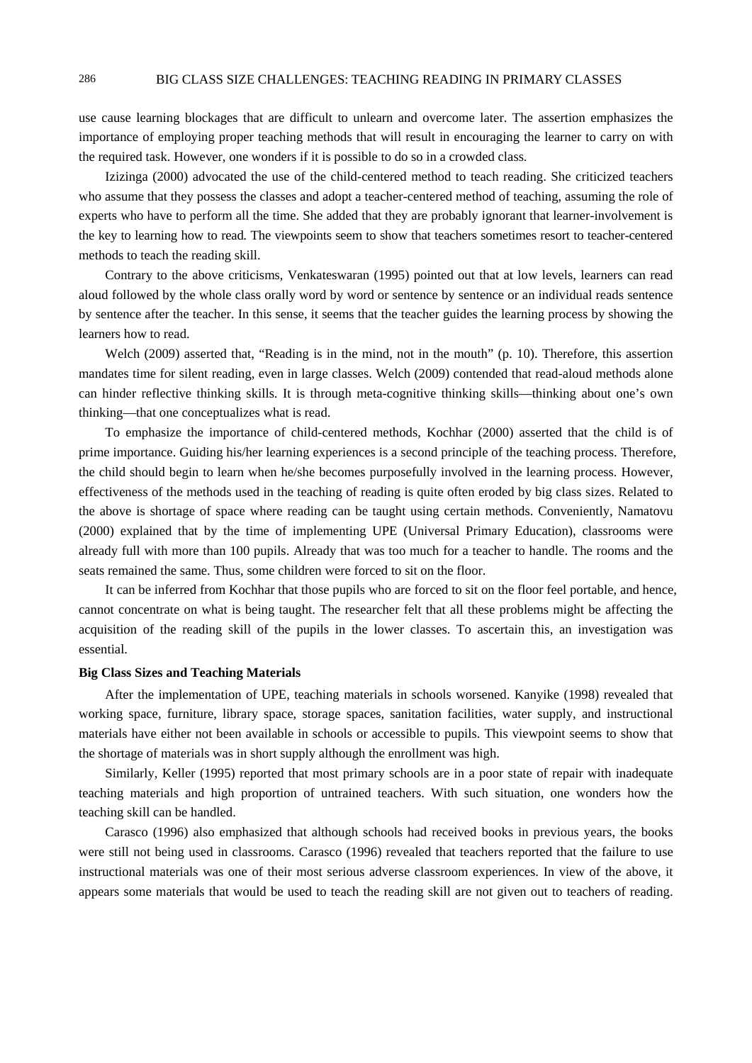use cause learning blockages that are difficult to unlearn and overcome later. The assertion emphasizes the importance of employing proper teaching methods that will result in encouraging the learner to carry on with the required task. However, one wonders if it is possible to do so in a crowded class.

Izizinga (2000) advocated the use of the child-centered method to teach reading. She criticized teachers who assume that they possess the classes and adopt a teacher-centered method of teaching, assuming the role of experts who have to perform all the time. She added that they are probably ignorant that learner-involvement is the key to learning how to read. The viewpoints seem to show that teachers sometimes resort to teacher-centered methods to teach the reading skill.

Contrary to the above criticisms, Venkateswaran (1995) pointed out that at low levels, learners can read aloud followed by the whole class orally word by word or sentence by sentence or an individual reads sentence by sentence after the teacher. In this sense, it seems that the teacher guides the learning process by showing the learners how to read.

Welch (2009) asserted that, "Reading is in the mind, not in the mouth" (p. 10). Therefore, this assertion mandates time for silent reading, even in large classes. Welch (2009) contended that read-aloud methods alone can hinder reflective thinking skills. It is through meta-cognitive thinking skills—thinking about one's own thinking—that one conceptualizes what is read.

To emphasize the importance of child-centered methods, Kochhar (2000) asserted that the child is of prime importance. Guiding his/her learning experiences is a second principle of the teaching process. Therefore, the child should begin to learn when he/she becomes purposefully involved in the learning process. However, effectiveness of the methods used in the teaching of reading is quite often eroded by big class sizes. Related to the above is shortage of space where reading can be taught using certain methods. Conveniently, Namatovu (2000) explained that by the time of implementing UPE (Universal Primary Education), classrooms were already full with more than 100 pupils. Already that was too much for a teacher to handle. The rooms and the seats remained the same. Thus, some children were forced to sit on the floor.

It can be inferred from Kochhar that those pupils who are forced to sit on the floor feel portable, and hence, cannot concentrate on what is being taught. The researcher felt that all these problems might be affecting the acquisition of the reading skill of the pupils in the lower classes. To ascertain this, an investigation was essential.

**Big Class Sizes and Teaching Materials**

After the implementation of UPE, teaching materials in schools worsened. Kanyike (1998) revealed that working space, furniture, library space, storage spaces, sanitation facilities, water supply, and instructional materials have either not been available in schools or accessible to pupils. This viewpoint seems to show that the shortage of materials was in short supply although the enrollment was high.

Similarly, Keller (1995) reported that most primary schools are in a poor state of repair with inadequate teaching materials and high proportion of untrained teachers. With such situation, one wonders how the teaching skill can be handled.

Carasco (1996) also emphasized that although schools had received books in previous years, the books were still not being used in classrooms. Carasco (1996) revealed that teachers reported that the failure to use instructional materials was one of their most serious adverse classroom experiences. In view of the above, it appears some materials that would be used to teach the reading skill are not given out to teachers of reading.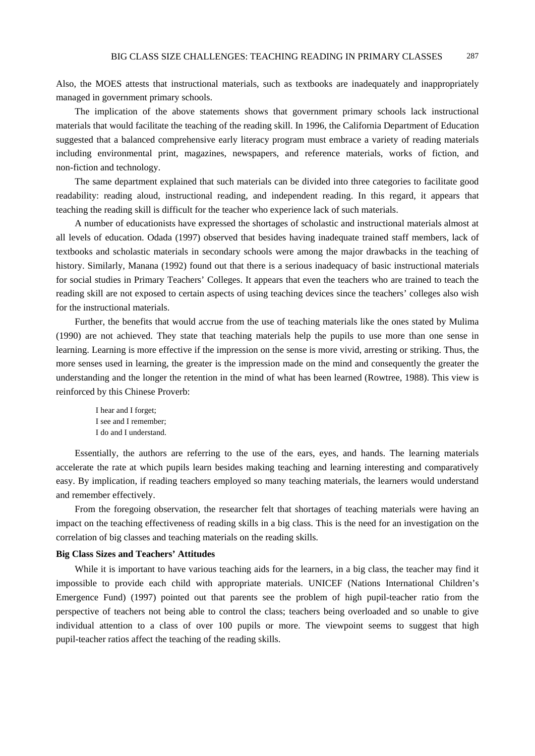Also, the MOES attests that instructional materials, such as textbooks are inadequately and inappropriately managed in government primary schools.

The implication of the above statements shows that government primary schools lack instructional materials that would facilitate the teaching of the reading skill. In 1996, the California Department of Education suggested that a balanced comprehensive early literacy program must embrace a variety of reading materials including environmental print, magazines, newspapers, and reference materials, works of fiction, and non-fiction and technology.

The same department explained that such materials can be divided into three categories to facilitate good readability: reading aloud, instructional reading, and independent reading. In this regard, it appears that teaching the reading skill is difficult for the teacher who experience lack of such materials.

A number of educationists have expressed the shortages of scholastic and instructional materials almost at all levels of education. Odada (1997) observed that besides having inadequate trained staff members, lack of textbooks and scholastic materials in secondary schools were among the major drawbacks in the teaching of history. Similarly, Manana (1992) found out that there is a serious inadequacy of basic instructional materials for social studies in Primary Teachers' Colleges. It appears that even the teachers who are trained to teach the reading skill are not exposed to certain aspects of using teaching devices since the teachers' colleges also wish for the instructional materials.

Further, the benefits that would accrue from the use of teaching materials like the ones stated by Mulima (1990) are not achieved. They state that teaching materials help the pupils to use more than one sense in learning. Learning is more effective if the impression on the sense is more vivid, arresting or striking. Thus, the more senses used in learning, the greater is the impression made on the mind and consequently the greater the understanding and the longer the retention in the mind of what has been learned (Rowtree, 1988). This view is reinforced by this Chinese Proverb:

> I hear and I forget;
> I see and I remember;
> I do and I understand.

Essentially, the authors are referring to the use of the ears, eyes, and hands. The learning materials accelerate the rate at which pupils learn besides making teaching and learning interesting and comparatively easy. By implication, if reading teachers employed so many teaching materials, the learners would understand and remember effectively.

From the foregoing observation, the researcher felt that shortages of teaching materials were having an impact on the teaching effectiveness of reading skills in a big class. This is the need for an investigation on the correlation of big classes and teaching materials on the reading skills.

**Big Class Sizes and Teachers' Attitudes**

While it is important to have various teaching aids for the learners, in a big class, the teacher may find it impossible to provide each child with appropriate materials. UNICEF (Nations International Children's Emergence Fund) (1997) pointed out that parents see the problem of high pupil-teacher ratio from the perspective of teachers not being able to control the class; teachers being overloaded and so unable to give individual attention to a class of over 100 pupils or more. The viewpoint seems to suggest that high pupil-teacher ratios affect the teaching of the reading skills.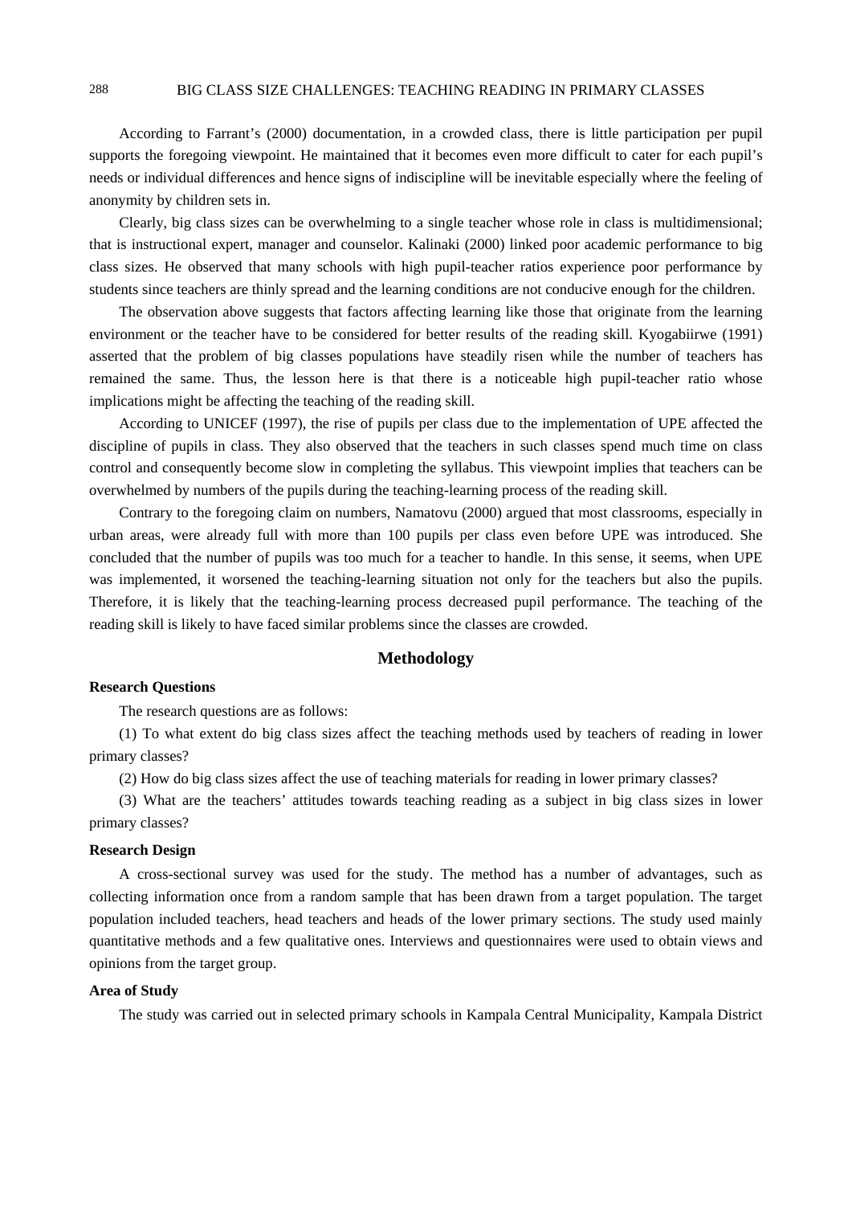According to Farrant's (2000) documentation, in a crowded class, there is little participation per pupil supports the foregoing viewpoint. He maintained that it becomes even more difficult to cater for each pupil's needs or individual differences and hence signs of indiscipline will be inevitable especially where the feeling of anonymity by children sets in.

Clearly, big class sizes can be overwhelming to a single teacher whose role in class is multidimensional; that is instructional expert, manager and counselor. Kalinaki (2000) linked poor academic performance to big class sizes. He observed that many schools with high pupil-teacher ratios experience poor performance by students since teachers are thinly spread and the learning conditions are not conducive enough for the children.

The observation above suggests that factors affecting learning like those that originate from the learning environment or the teacher have to be considered for better results of the reading skill. Kyogabiirwe (1991) asserted that the problem of big classes populations have steadily risen while the number of teachers has remained the same. Thus, the lesson here is that there is a noticeable high pupil-teacher ratio whose implications might be affecting the teaching of the reading skill.

According to UNICEF (1997), the rise of pupils per class due to the implementation of UPE affected the discipline of pupils in class. They also observed that the teachers in such classes spend much time on class control and consequently become slow in completing the syllabus. This viewpoint implies that teachers can be overwhelmed by numbers of the pupils during the teaching-learning process of the reading skill.

Contrary to the foregoing claim on numbers, Namatovu (2000) argued that most classrooms, especially in urban areas, were already full with more than 100 pupils per class even before UPE was introduced. She concluded that the number of pupils was too much for a teacher to handle. In this sense, it seems, when UPE was implemented, it worsened the teaching-learning situation not only for the teachers but also the pupils. Therefore, it is likely that the teaching-learning process decreased pupil performance. The teaching of the reading skill is likely to have faced similar problems since the classes are crowded.

## Methodology

### Research Questions

The research questions are as follows:

(1) To what extent do big class sizes affect the teaching methods used by teachers of reading in lower primary classes?

(2) How do big class sizes affect the use of teaching materials for reading in lower primary classes?

(3) What are the teachers' attitudes towards teaching reading as a subject in big class sizes in lower primary classes?

### Research Design

A cross-sectional survey was used for the study. The method has a number of advantages, such as collecting information once from a random sample that has been drawn from a target population. The target population included teachers, head teachers and heads of the lower primary sections. The study used mainly quantitative methods and a few qualitative ones. Interviews and questionnaires were used to obtain views and opinions from the target group.

### Area of Study

The study was carried out in selected primary schools in Kampala Central Municipality, Kampala District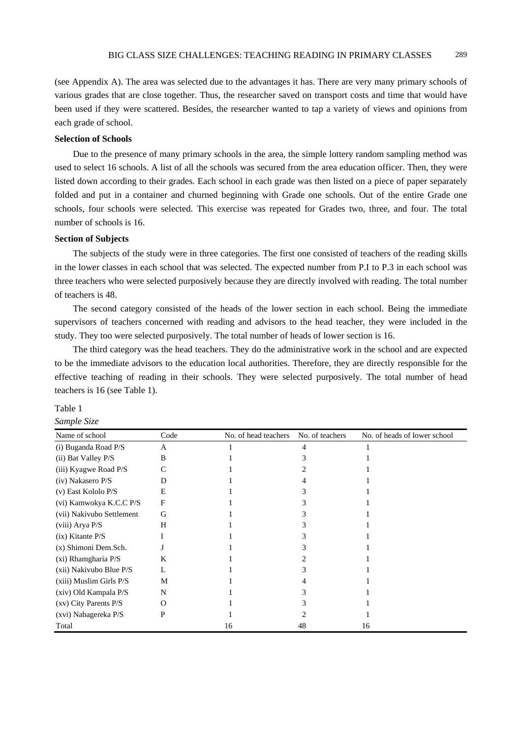(see Appendix A). The area was selected due to the advantages it has. There are very many primary schools of various grades that are close together. Thus, the researcher saved on transport costs and time that would have been used if they were scattered. Besides, the researcher wanted to tap a variety of views and opinions from each grade of school.

**Selection of Schools**

Due to the presence of many primary schools in the area, the simple lottery random sampling method was used to select 16 schools. A list of all the schools was secured from the area education officer. Then, they were listed down according to their grades. Each school in each grade was then listed on a piece of paper separately folded and put in a container and churned beginning with Grade one schools. Out of the entire Grade one schools, four schools were selected. This exercise was repeated for Grades two, three, and four. The total number of schools is 16.

**Section of Subjects**

The subjects of the study were in three categories. The first one consisted of teachers of the reading skills in the lower classes in each school that was selected. The expected number from P.I to P.3 in each school was three teachers who were selected purposively because they are directly involved with reading. The total number of teachers is 48.

The second category consisted of the heads of the lower section in each school. Being the immediate supervisors of teachers concerned with reading and advisors to the head teacher, they were included in the study. They too were selected purposively. The total number of heads of lower section is 16.

The third category was the head teachers. They do the administrative work in the school and are expected to be the immediate advisors to the education local authorities. Therefore, they are directly responsible for the effective teaching of reading in their schools. They were selected purposively. The total number of head teachers is 16 (see Table 1).

Table 1

*Sample Size*

| Name of school | Code | No. of head teachers | No. of teachers | No. of heads of lower school |
|---|---|---|---|---|
| (i) Buganda Road P/S | A | 1 | 4 | 1 |
| (ii) Bat Valley P/S | B | 1 | 3 | 1 |
| (iii) Kyagwe Road P/S | C | 1 | 2 | 1 |
| (iv) Nakasero P/S | D | 1 | 4 | 1 |
| (v) East Kololo P/S | E | 1 | 3 | 1 |
| (vi) Kamwokya K.C.C P/S | F | 1 | 3 | 1 |
| (vii) Nakivubo Settlement | G | 1 | 3 | 1 |
| (viii) Arya P/S | H | 1 | 3 | 1 |
| (ix) Kitante P/S | I | 1 | 3 | 1 |
| (x) Shimoni Dem.Sch. | J | 1 | 3 | 1 |
| (xi) Rhamgharia P/S | K | 1 | 2 | 1 |
| (xii) Nakivubo Blue P/S | L | 1 | 3 | 1 |
| (xiii) Muslim Girls P/S | M | 1 | 4 | 1 |
| (xiv) Old Kampala P/S | N | 1 | 3 | 1 |
| (xv) City Parents P/S | O | 1 | 3 | 1 |
| (xvi) Nabagereka P/S | P | 1 | 2 | 1 |
| Total | | 16 | 48 | 16 |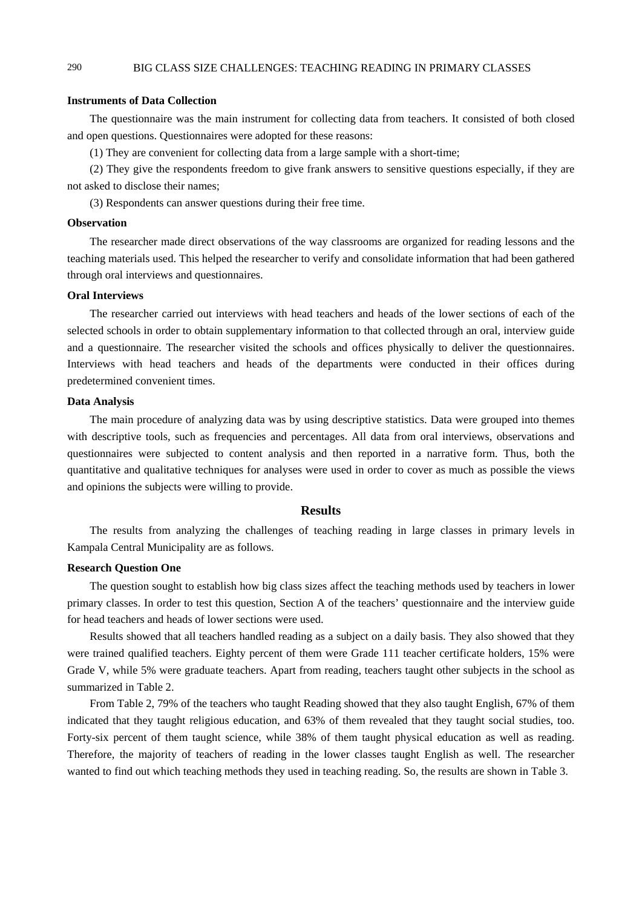### Instruments of Data Collection

The questionnaire was the main instrument for collecting data from teachers. It consisted of both closed and open questions. Questionnaires were adopted for these reasons:

(1) They are convenient for collecting data from a large sample with a short-time;

(2) They give the respondents freedom to give frank answers to sensitive questions especially, if they are not asked to disclose their names;

(3) Respondents can answer questions during their free time.

### Observation

The researcher made direct observations of the way classrooms are organized for reading lessons and the teaching materials used. This helped the researcher to verify and consolidate information that had been gathered through oral interviews and questionnaires.

### Oral Interviews

The researcher carried out interviews with head teachers and heads of the lower sections of each of the selected schools in order to obtain supplementary information to that collected through an oral, interview guide and a questionnaire. The researcher visited the schools and offices physically to deliver the questionnaires. Interviews with head teachers and heads of the departments were conducted in their offices during predetermined convenient times.

### Data Analysis

The main procedure of analyzing data was by using descriptive statistics. Data were grouped into themes with descriptive tools, such as frequencies and percentages. All data from oral interviews, observations and questionnaires were subjected to content analysis and then reported in a narrative form. Thus, both the quantitative and qualitative techniques for analyses were used in order to cover as much as possible the views and opinions the subjects were willing to provide.

## Results

The results from analyzing the challenges of teaching reading in large classes in primary levels in Kampala Central Municipality are as follows.

### Research Question One

The question sought to establish how big class sizes affect the teaching methods used by teachers in lower primary classes. In order to test this question, Section A of the teachers' questionnaire and the interview guide for head teachers and heads of lower sections were used.

Results showed that all teachers handled reading as a subject on a daily basis. They also showed that they were trained qualified teachers. Eighty percent of them were Grade 111 teacher certificate holders, 15% were Grade V, while 5% were graduate teachers. Apart from reading, teachers taught other subjects in the school as summarized in Table 2.

From Table 2, 79% of the teachers who taught Reading showed that they also taught English, 67% of them indicated that they taught religious education, and 63% of them revealed that they taught social studies, too. Forty-six percent of them taught science, while 38% of them taught physical education as well as reading. Therefore, the majority of teachers of reading in the lower classes taught English as well. The researcher wanted to find out which teaching methods they used in teaching reading. So, the results are shown in Table 3.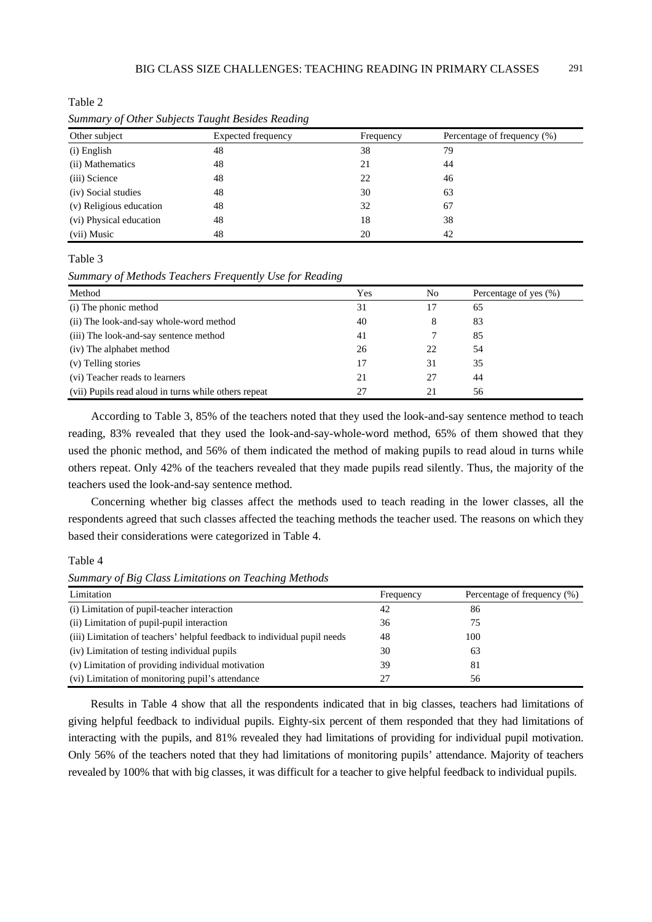Table 2

*Summary of Other Subjects Taught Besides Reading*

| Other subject | Expected frequency | Frequency | Percentage of frequency (%) |
|---|---|---|---|
| (i) English | 48 | 38 | 79 |
| (ii) Mathematics | 48 | 21 | 44 |
| (iii) Science | 48 | 22 | 46 |
| (iv) Social studies | 48 | 30 | 63 |
| (v) Religious education | 48 | 32 | 67 |
| (vi) Physical education | 48 | 18 | 38 |
| (vii) Music | 48 | 20 | 42 |

Table 3

*Summary of Methods Teachers Frequently Use for Reading*

| Method | Yes | No | Percentage of yes (%) |
|---|---|---|---|
| (i) The phonic method | 31 | 17 | 65 |
| (ii) The look-and-say whole-word method | 40 | 8 | 83 |
| (iii) The look-and-say sentence method | 41 | 7 | 85 |
| (iv) The alphabet method | 26 | 22 | 54 |
| (v) Telling stories | 17 | 31 | 35 |
| (vi) Teacher reads to learners | 21 | 27 | 44 |
| (vii) Pupils read aloud in turns while others repeat | 27 | 21 | 56 |

According to Table 3, 85% of the teachers noted that they used the look-and-say sentence method to teach reading, 83% revealed that they used the look-and-say-whole-word method, 65% of them showed that they used the phonic method, and 56% of them indicated the method of making pupils to read aloud in turns while others repeat. Only 42% of the teachers revealed that they made pupils read silently. Thus, the majority of the teachers used the look-and-say sentence method.

Concerning whether big classes affect the methods used to teach reading in the lower classes, all the respondents agreed that such classes affected the teaching methods the teacher used. The reasons on which they based their considerations were categorized in Table 4.

Table 4

*Summary of Big Class Limitations on Teaching Methods*

| Limitation | Frequency | Percentage of frequency (%) |
|---|---|---|
| (i) Limitation of pupil-teacher interaction | 42 | 86 |
| (ii) Limitation of pupil-pupil interaction | 36 | 75 |
| (iii) Limitation of teachers' helpful feedback to individual pupil needs | 48 | 100 |
| (iv) Limitation of testing individual pupils | 30 | 63 |
| (v) Limitation of providing individual motivation | 39 | 81 |
| (vi) Limitation of monitoring pupil's attendance | 27 | 56 |

Results in Table 4 show that all the respondents indicated that in big classes, teachers had limitations of giving helpful feedback to individual pupils. Eighty-six percent of them responded that they had limitations of interacting with the pupils, and 81% revealed they had limitations of providing for individual pupil motivation. Only 56% of the teachers noted that they had limitations of monitoring pupils' attendance. Majority of teachers revealed by 100% that with big classes, it was difficult for a teacher to give helpful feedback to individual pupils.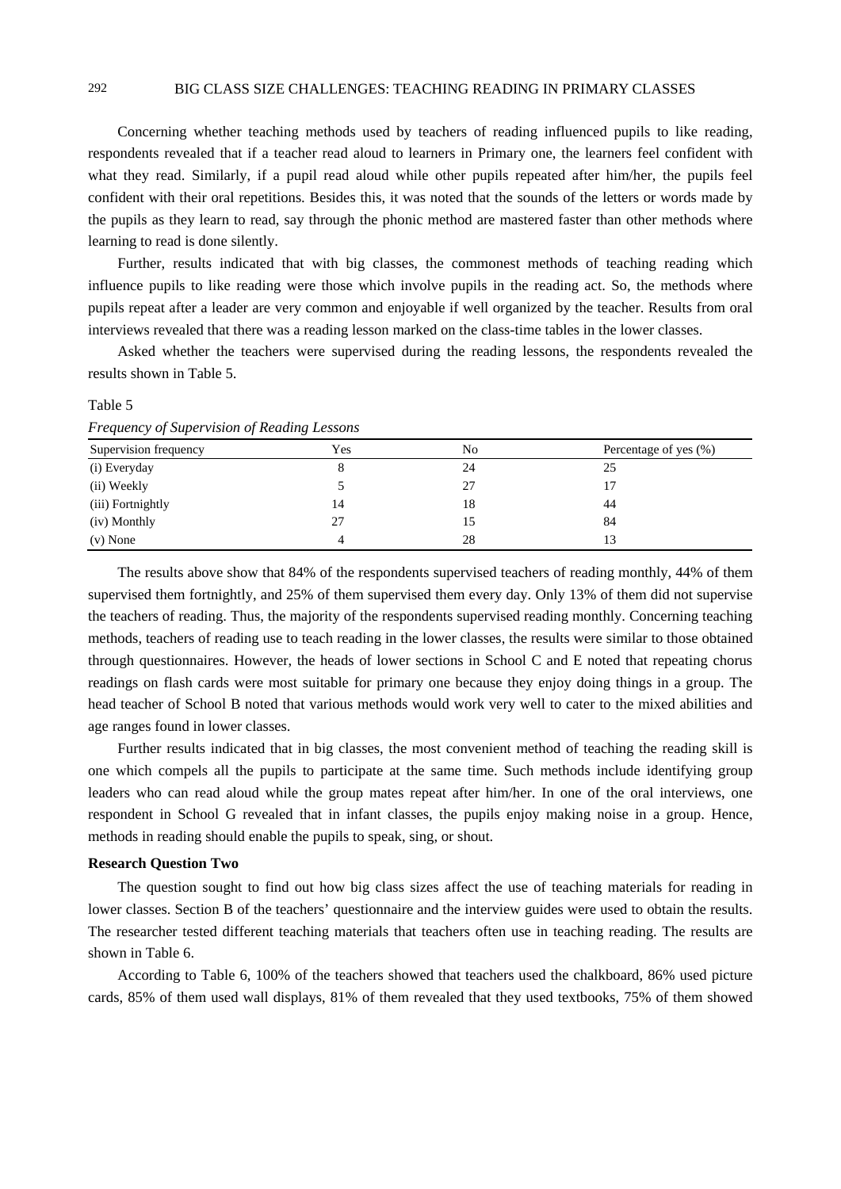Concerning whether teaching methods used by teachers of reading influenced pupils to like reading, respondents revealed that if a teacher read aloud to learners in Primary one, the learners feel confident with what they read. Similarly, if a pupil read aloud while other pupils repeated after him/her, the pupils feel confident with their oral repetitions. Besides this, it was noted that the sounds of the letters or words made by the pupils as they learn to read, say through the phonic method are mastered faster than other methods where learning to read is done silently.

Further, results indicated that with big classes, the commonest methods of teaching reading which influence pupils to like reading were those which involve pupils in the reading act. So, the methods where pupils repeat after a leader are very common and enjoyable if well organized by the teacher. Results from oral interviews revealed that there was a reading lesson marked on the class-time tables in the lower classes.

Asked whether the teachers were supervised during the reading lessons, the respondents revealed the results shown in Table 5.

Table 5

*Frequency of Supervision of Reading Lessons*

| Supervision frequency | Yes | No | Percentage of yes (%) |
|---|---|---|---|
| (i) Everyday | 8 | 24 | 25 |
| (ii) Weekly | 5 | 27 | 17 |
| (iii) Fortnightly | 14 | 18 | 44 |
| (iv) Monthly | 27 | 15 | 84 |
| (v) None | 4 | 28 | 13 |

The results above show that 84% of the respondents supervised teachers of reading monthly, 44% of them supervised them fortnightly, and 25% of them supervised them every day. Only 13% of them did not supervise the teachers of reading. Thus, the majority of the respondents supervised reading monthly. Concerning teaching methods, teachers of reading use to teach reading in the lower classes, the results were similar to those obtained through questionnaires. However, the heads of lower sections in School C and E noted that repeating chorus readings on flash cards were most suitable for primary one because they enjoy doing things in a group. The head teacher of School B noted that various methods would work very well to cater to the mixed abilities and age ranges found in lower classes.

Further results indicated that in big classes, the most convenient method of teaching the reading skill is one which compels all the pupils to participate at the same time. Such methods include identifying group leaders who can read aloud while the group mates repeat after him/her. In one of the oral interviews, one respondent in School G revealed that in infant classes, the pupils enjoy making noise in a group. Hence, methods in reading should enable the pupils to speak, sing, or shout.

**Research Question Two**

The question sought to find out how big class sizes affect the use of teaching materials for reading in lower classes. Section B of the teachers' questionnaire and the interview guides were used to obtain the results. The researcher tested different teaching materials that teachers often use in teaching reading. The results are shown in Table 6.

According to Table 6, 100% of the teachers showed that teachers used the chalkboard, 86% used picture cards, 85% of them used wall displays, 81% of them revealed that they used textbooks, 75% of them showed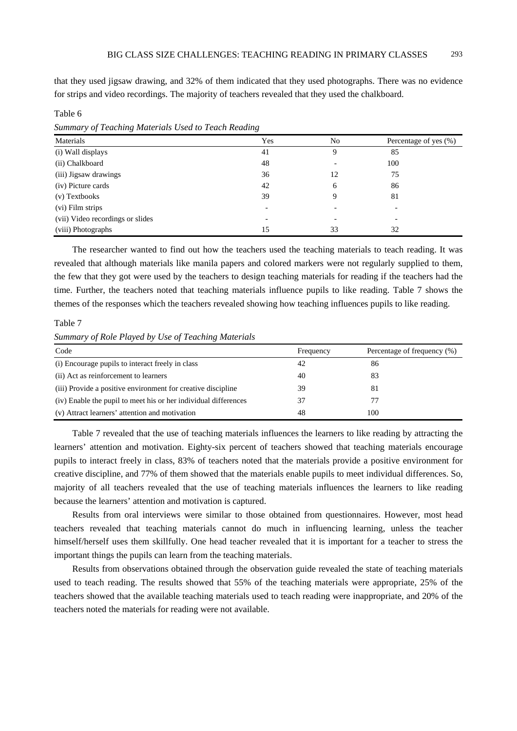that they used jigsaw drawing, and 32% of them indicated that they used photographs. There was no evidence for strips and video recordings. The majority of teachers revealed that they used the chalkboard.

Table 6

*Summary of Teaching Materials Used to Teach Reading*

| Materials | Yes | No | Percentage of yes (%) |
|---|---|---|---|
| (i) Wall displays | 41 | 9 | 85 |
| (ii) Chalkboard | 48 | - | 100 |
| (iii) Jigsaw drawings | 36 | 12 | 75 |
| (iv) Picture cards | 42 | 6 | 86 |
| (v) Textbooks | 39 | 9 | 81 |
| (vi) Film strips | - | - | - |
| (vii) Video recordings or slides | - | - | - |
| (viii) Photographs | 15 | 33 | 32 |

The researcher wanted to find out how the teachers used the teaching materials to teach reading. It was revealed that although materials like manila papers and colored markers were not regularly supplied to them, the few that they got were used by the teachers to design teaching materials for reading if the teachers had the time. Further, the teachers noted that teaching materials influence pupils to like reading. Table 7 shows the themes of the responses which the teachers revealed showing how teaching influences pupils to like reading.

Table 7

*Summary of Role Played by Use of Teaching Materials*

| Code | Frequency | Percentage of frequency (%) |
|---|---|---|
| (i) Encourage pupils to interact freely in class | 42 | 86 |
| (ii) Act as reinforcement to learners | 40 | 83 |
| (iii) Provide a positive environment for creative discipline | 39 | 81 |
| (iv) Enable the pupil to meet his or her individual differences | 37 | 77 |
| (v) Attract learners' attention and motivation | 48 | 100 |

Table 7 revealed that the use of teaching materials influences the learners to like reading by attracting the learners' attention and motivation. Eighty-six percent of teachers showed that teaching materials encourage pupils to interact freely in class, 83% of teachers noted that the materials provide a positive environment for creative discipline, and 77% of them showed that the materials enable pupils to meet individual differences. So, majority of all teachers revealed that the use of teaching materials influences the learners to like reading because the learners' attention and motivation is captured.

Results from oral interviews were similar to those obtained from questionnaires. However, most head teachers revealed that teaching materials cannot do much in influencing learning, unless the teacher himself/herself uses them skillfully. One head teacher revealed that it is important for a teacher to stress the important things the pupils can learn from the teaching materials.

Results from observations obtained through the observation guide revealed the state of teaching materials used to teach reading. The results showed that 55% of the teaching materials were appropriate, 25% of the teachers showed that the available teaching materials used to teach reading were inappropriate, and 20% of the teachers noted the materials for reading were not available.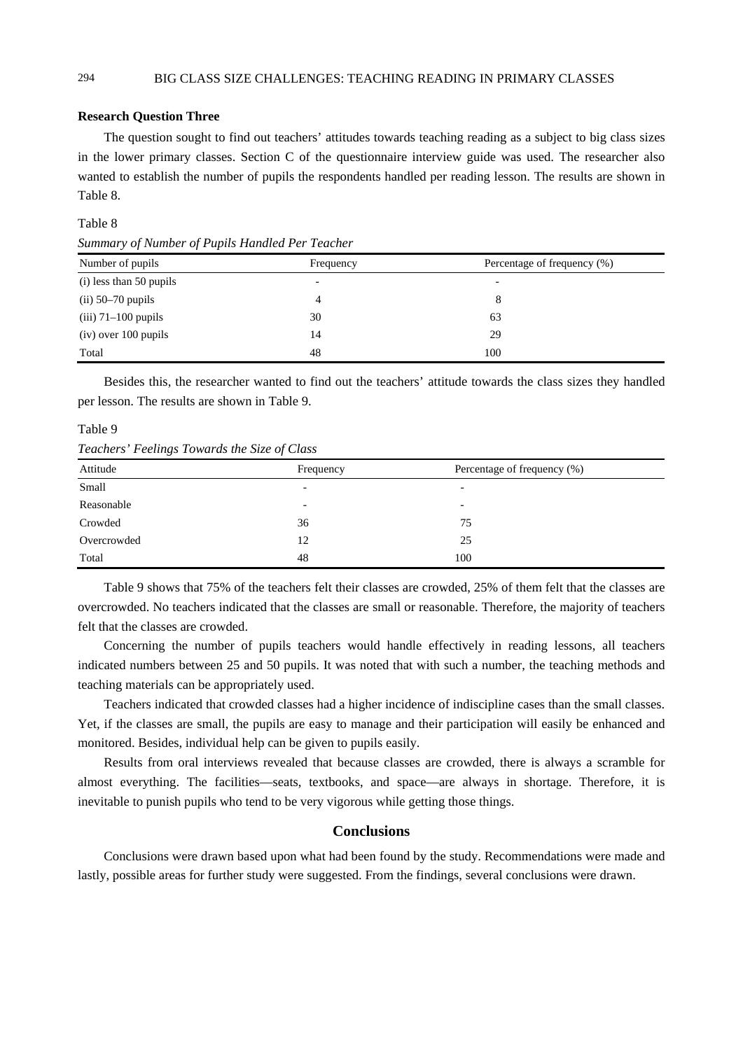**Research Question Three**

The question sought to find out teachers' attitudes towards teaching reading as a subject to big class sizes in the lower primary classes. Section C of the questionnaire interview guide was used. The researcher also wanted to establish the number of pupils the respondents handled per reading lesson. The results are shown in Table 8.

Table 8

*Summary of Number of Pupils Handled Per Teacher*

| Number of pupils | Frequency | Percentage of frequency (%) |
|---|---|---|
| (i) less than 50 pupils | - | - |
| (ii) 50–70 pupils | 4 | 8 |
| (iii) 71–100 pupils | 30 | 63 |
| (iv) over 100 pupils | 14 | 29 |
| Total | 48 | 100 |

Besides this, the researcher wanted to find out the teachers' attitude towards the class sizes they handled per lesson. The results are shown in Table 9.

Table 9

*Teachers' Feelings Towards the Size of Class*

| Attitude | Frequency | Percentage of frequency (%) |
|---|---|---|
| Small | - | - |
| Reasonable | - | - |
| Crowded | 36 | 75 |
| Overcrowded | 12 | 25 |
| Total | 48 | 100 |

Table 9 shows that 75% of the teachers felt their classes are crowded, 25% of them felt that the classes are overcrowded. No teachers indicated that the classes are small or reasonable. Therefore, the majority of teachers felt that the classes are crowded.

Concerning the number of pupils teachers would handle effectively in reading lessons, all teachers indicated numbers between 25 and 50 pupils. It was noted that with such a number, the teaching methods and teaching materials can be appropriately used.

Teachers indicated that crowded classes had a higher incidence of indiscipline cases than the small classes. Yet, if the classes are small, the pupils are easy to manage and their participation will easily be enhanced and monitored. Besides, individual help can be given to pupils easily.

Results from oral interviews revealed that because classes are crowded, there is always a scramble for almost everything. The facilities—seats, textbooks, and space—are always in shortage. Therefore, it is inevitable to punish pupils who tend to be very vigorous while getting those things.

## Conclusions

Conclusions were drawn based upon what had been found by the study. Recommendations were made and lastly, possible areas for further study were suggested. From the findings, several conclusions were drawn.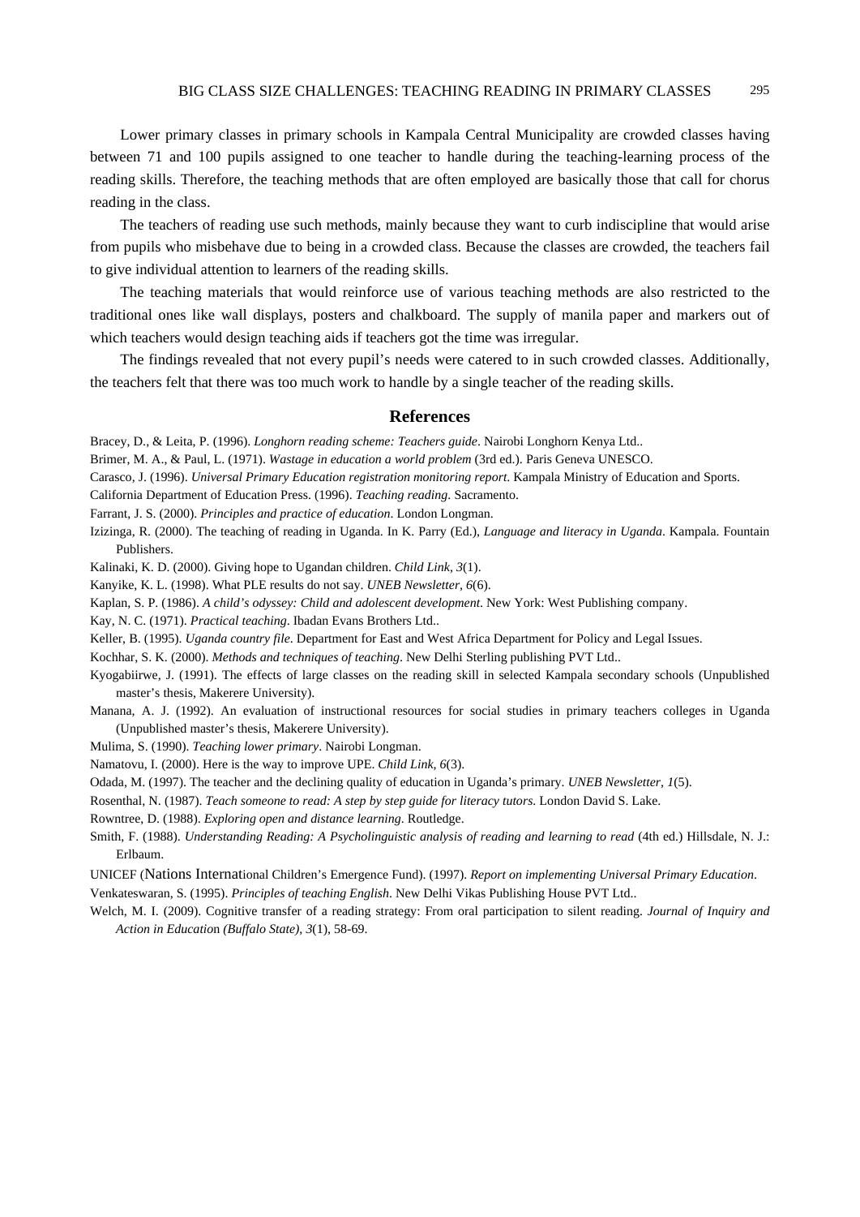Lower primary classes in primary schools in Kampala Central Municipality are crowded classes having between 71 and 100 pupils assigned to one teacher to handle during the teaching-learning process of the reading skills. Therefore, the teaching methods that are often employed are basically those that call for chorus reading in the class.

The teachers of reading use such methods, mainly because they want to curb indiscipline that would arise from pupils who misbehave due to being in a crowded class. Because the classes are crowded, the teachers fail to give individual attention to learners of the reading skills.

The teaching materials that would reinforce use of various teaching methods are also restricted to the traditional ones like wall displays, posters and chalkboard. The supply of manila paper and markers out of which teachers would design teaching aids if teachers got the time was irregular.

The findings revealed that not every pupil's needs were catered to in such crowded classes. Additionally, the teachers felt that there was too much work to handle by a single teacher of the reading skills.

## References

Bracey, D., & Leita, P. (1996). *Longhorn reading scheme: Teachers guide*. Nairobi Longhorn Kenya Ltd..

Brimer, M. A., & Paul, L. (1971). *Wastage in education a world problem* (3rd ed.). Paris Geneva UNESCO.

Carasco, J. (1996). *Universal Primary Education registration monitoring report*. Kampala Ministry of Education and Sports.

California Department of Education Press. (1996). *Teaching reading*. Sacramento.

Farrant, J. S. (2000). *Principles and practice of education*. London Longman.

Izizinga, R. (2000). The teaching of reading in Uganda. In K. Parry (Ed.), *Language and literacy in Uganda*. Kampala. Fountain Publishers.

Kalinaki, K. D. (2000). Giving hope to Ugandan children. *Child Link*, *3*(1).

Kanyike, K. L. (1998). What PLE results do not say. *UNEB Newsletter*, *6*(6).

Kaplan, S. P. (1986). *A child's odyssey: Child and adolescent development*. New York: West Publishing company.

Kay, N. C. (1971). *Practical teaching*. Ibadan Evans Brothers Ltd..

Keller, B. (1995). *Uganda country file*. Department for East and West Africa Department for Policy and Legal Issues.

Kochhar, S. K. (2000). *Methods and techniques of teaching*. New Delhi Sterling publishing PVT Ltd..

Kyogabiirwe, J. (1991). The effects of large classes on the reading skill in selected Kampala secondary schools (Unpublished master's thesis, Makerere University).

Manana, A. J. (1992). An evaluation of instructional resources for social studies in primary teachers colleges in Uganda (Unpublished master's thesis, Makerere University).

Mulima, S. (1990). *Teaching lower primary*. Nairobi Longman.

Namatovu, I. (2000). Here is the way to improve UPE. *Child Link*, *6*(3).

Odada, M. (1997). The teacher and the declining quality of education in Uganda's primary. *UNEB Newsletter*, *1*(5).

Rosenthal, N. (1987). *Teach someone to read: A step by step guide for literacy tutors*. London David S. Lake.

Rowntree, D. (1988). *Exploring open and distance learning*. Routledge.

Smith, F. (1988). *Understanding Reading: A Psycholinguistic analysis of reading and learning to read* (4th ed.) Hillsdale, N. J.: Erlbaum.

UNICEF (Nations International Children's Emergence Fund). (1997). *Report on implementing Universal Primary Education*.

Venkateswaran, S. (1995). *Principles of teaching English*. New Delhi Vikas Publishing House PVT Ltd..

Welch, M. I. (2009). Cognitive transfer of a reading strategy: From oral participation to silent reading. *Journal of Inquiry and Action in Education (Buffalo State)*, *3*(1), 58-69.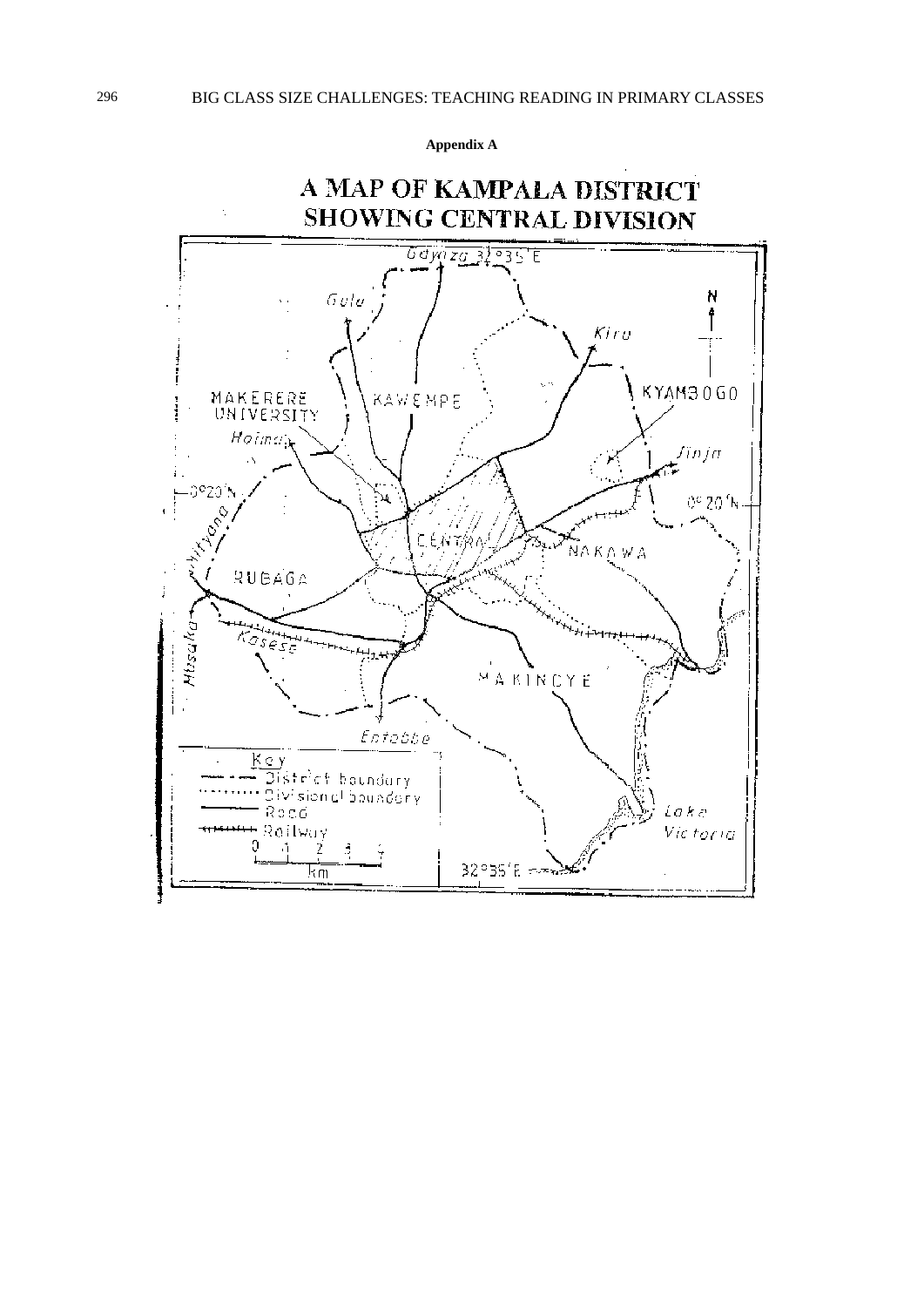**Appendix A**

# A MAP OF KAMPALA DISTRICT SHOWING CENTRAL DIVISION

Gayaza 32°35'E

Gulu

Kiru

N

MAKERERE UNIVERSITY

KAWEMPE

KYAMBOGO

Hoima

Jinja

0°20'N

0°20'N

Mityana

CENTRAL

NAKAWA

RUBAGA

Mbsaka

Kasese

MAKINDYE

Entebbe

Key

District boundary

Divisional boundary

Road

Railway

0 1 2 3 4

km

32°35'E

Lake Victoria